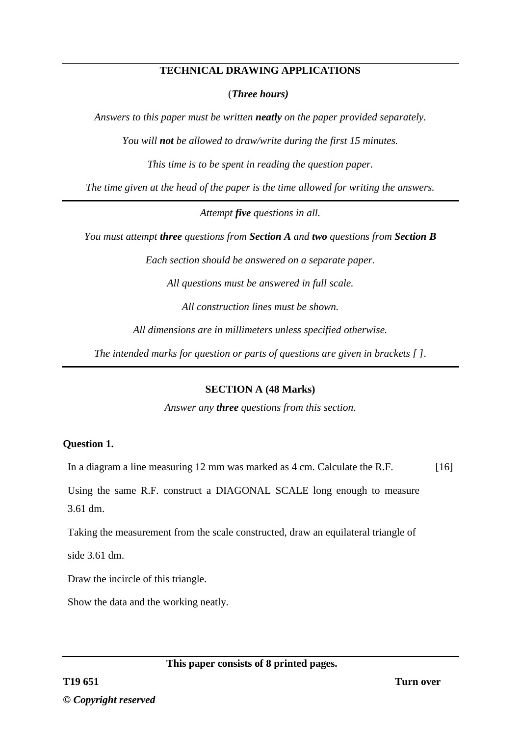# TECHNICAL DRAWING APPLICATIONS

(***Three hours)***

*Answers to this paper must be written **neatly** on the paper provided separately.*

*You will **not** be allowed to draw/write during the first 15 minutes.*

*This time is to be spent in reading the question paper.*

*The time given at the head of the paper is the time allowed for writing the answers.*

---

*Attempt **five** questions in all.*

*You must attempt **three** questions from **Section A** and **two** questions from **Section B***

*Each section should be answered on a separate paper.*

*All questions must be answered in full scale.*

*All construction lines must be shown.*

*All dimensions are in millimeters unless specified otherwise.*

*The intended marks for question or parts of questions are given in brackets [ ].*

---

## SECTION A (48 Marks)

*Answer any **three** questions from this section.*

### Question 1.

In a diagram a line measuring 12 mm was marked as 4 cm. Calculate the R.F. [16]

Using the same R.F. construct a DIAGONAL SCALE long enough to measure 3.61 dm.

Taking the measurement from the scale constructed, draw an equilateral triangle of side 3.61 dm.

Draw the incircle of this triangle.

Show the data and the working neatly.

**This paper consists of 8 printed pages.**

**T19 651** **Turn over**

**© *Copyright reserved***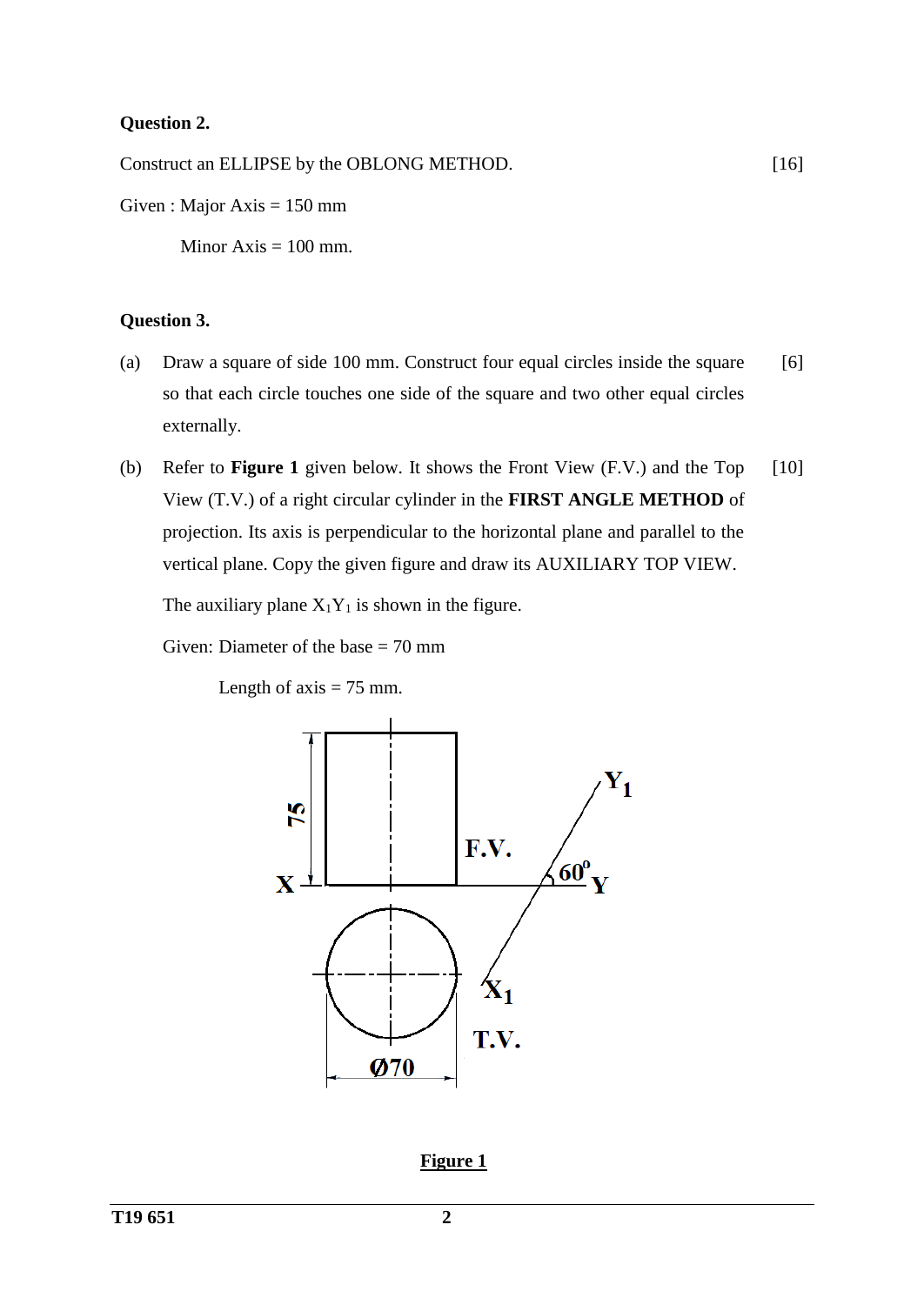**Question 2.**

Construct an ELLIPSE by the OBLONG METHOD. [16]

Given : Major Axis = 150 mm

Minor Axis = 100 mm.

**Question 3.**

(a) Draw a square of side 100 mm. Construct four equal circles inside the square so that each circle touches one side of the square and two other equal circles externally. [6]

(b) Refer to **Figure 1** given below. It shows the Front View (F.V.) and the Top View (T.V.) of a right circular cylinder in the **FIRST ANGLE METHOD** of projection. Its axis is perpendicular to the horizontal plane and parallel to the vertical plane. Copy the given figure and draw its AUXILIARY TOP VIEW. [10]

The auxiliary plane $X_1Y_1$ is shown in the figure.

Given: Diameter of the base = 70 mm

Length of axis = 75 mm.

**Figure 1**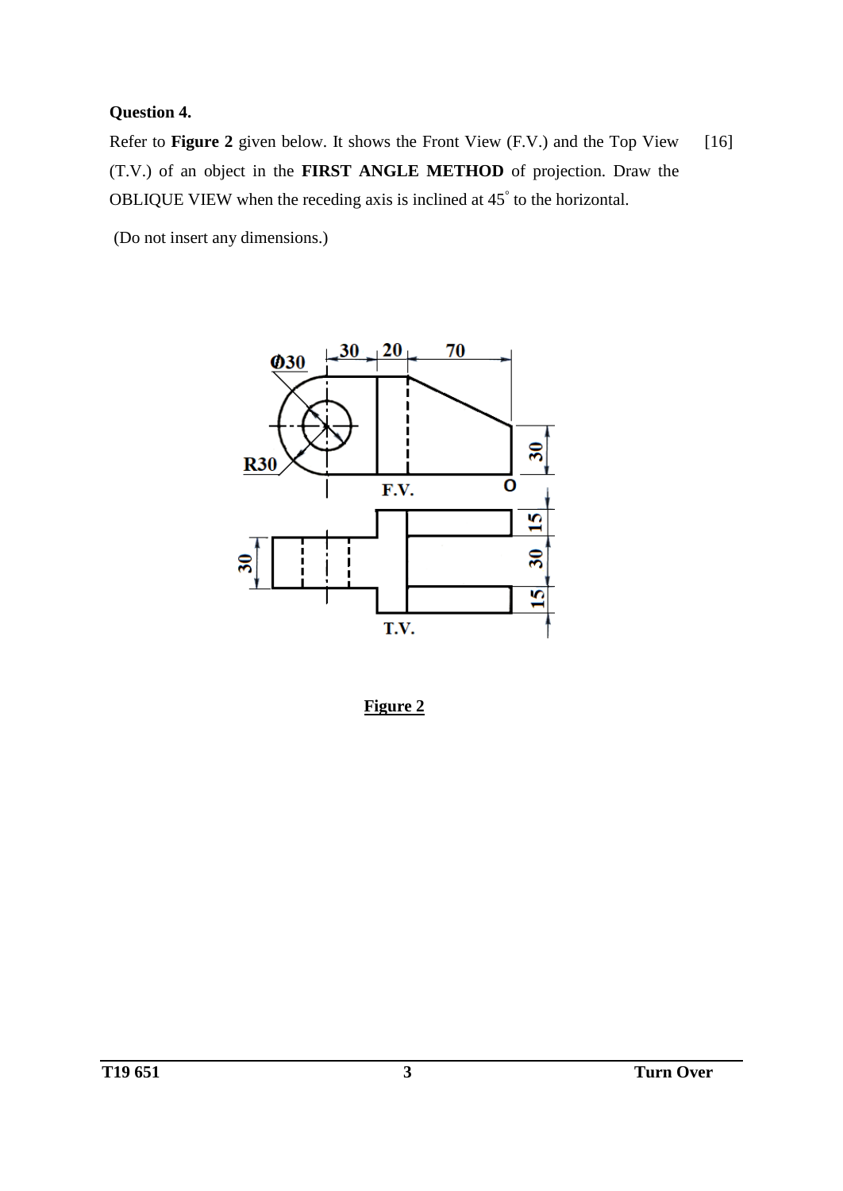**Question 4.**

Refer to **Figure 2** given below. It shows the Front View (F.V.) and the Top View (T.V.) of an object in the **FIRST ANGLE METHOD** of projection. Draw the OBLIQUE VIEW when the receding axis is inclined at 45° to the horizontal. [16]

(Do not insert any dimensions.)

**Figure 2**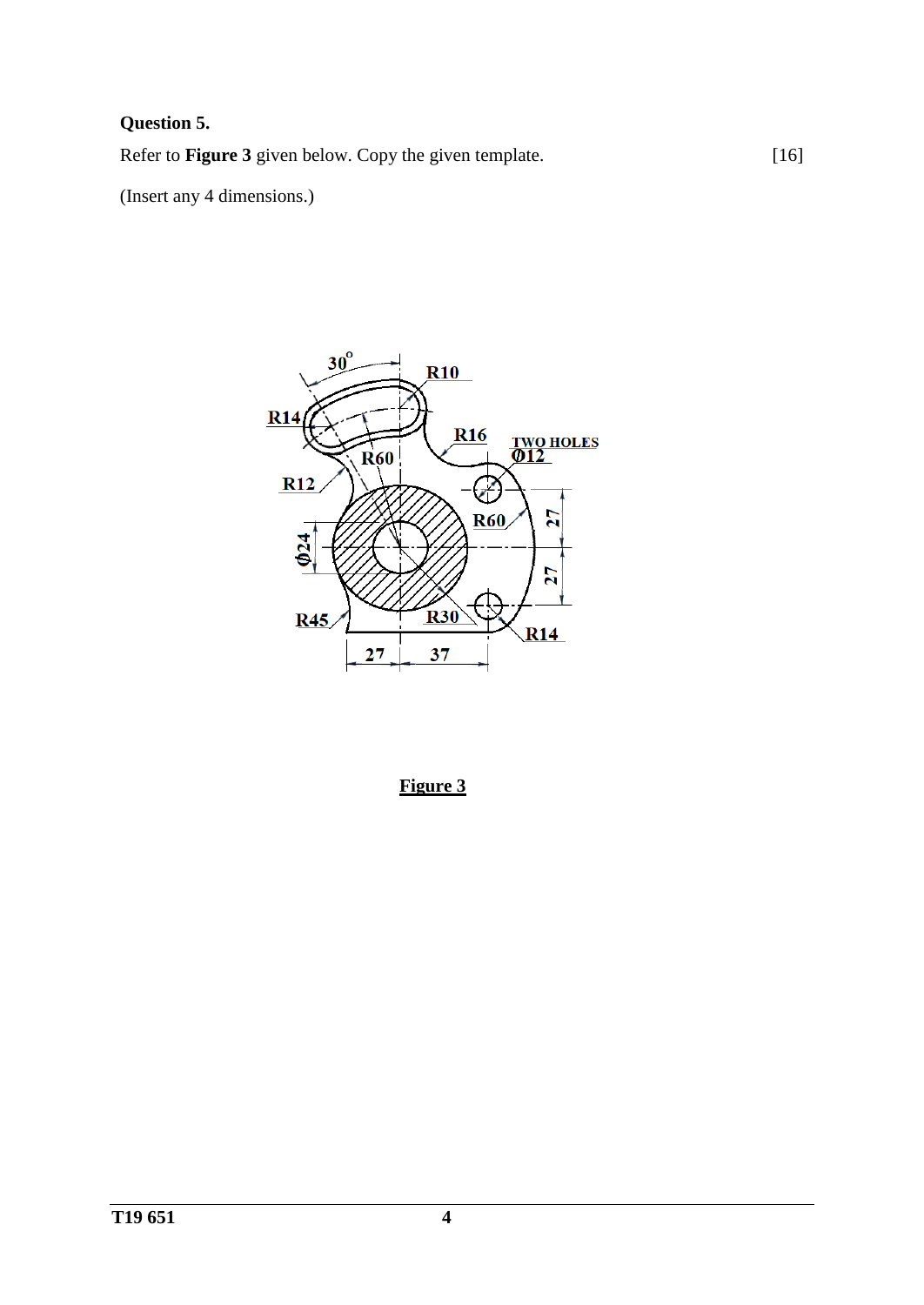**Question 5.**

Refer to **Figure 3** given below. Copy the given template. [16]

(Insert any 4 dimensions.)

**Figure 3**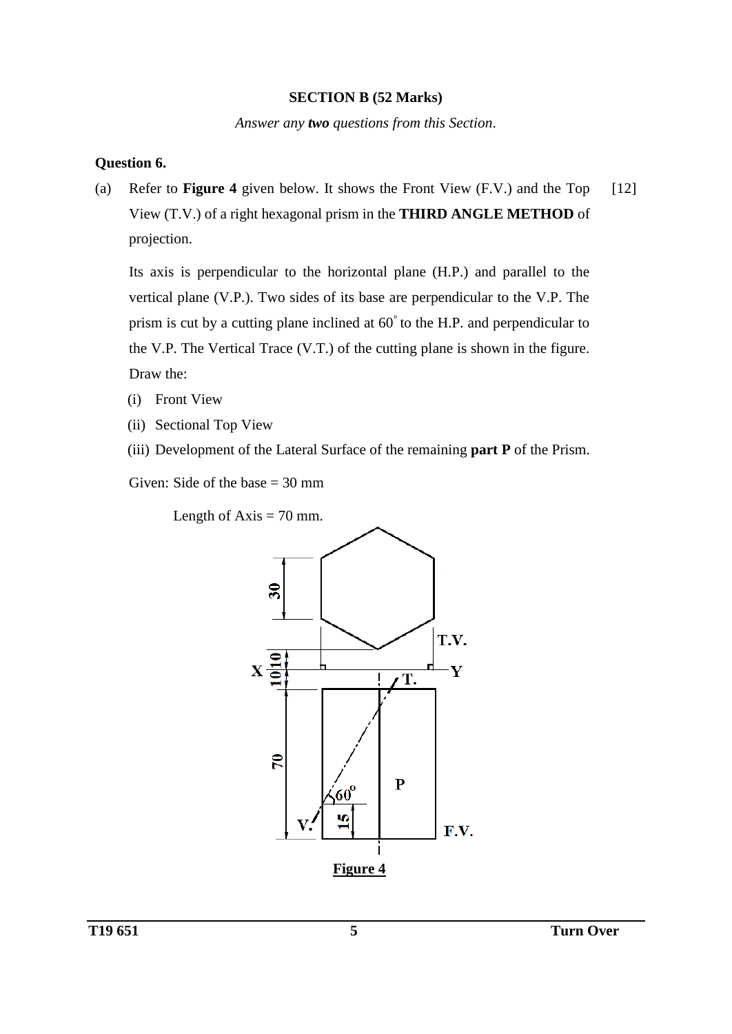**SECTION B (52 Marks)**

*Answer any **two** questions from this Section.*

**Question 6.**

(a) Refer to **Figure 4** given below. It shows the Front View (F.V.) and the Top View (T.V.) of a right hexagonal prism in the **THIRD ANGLE METHOD** of projection. [12]

Its axis is perpendicular to the horizontal plane (H.P.) and parallel to the vertical plane (V.P.). Two sides of its base are perpendicular to the V.P. The prism is cut by a cutting plane inclined at $60^\circ$ to the H.P. and perpendicular to the V.P. The Vertical Trace (V.T.) of the cutting plane is shown in the figure. Draw the:

(i) Front View

(ii) Sectional Top View

(iii) Development of the Lateral Surface of the remaining **part P** of the Prism.

Given: Side of the base = 30 mm

Length of Axis = 70 mm.

**Figure 4**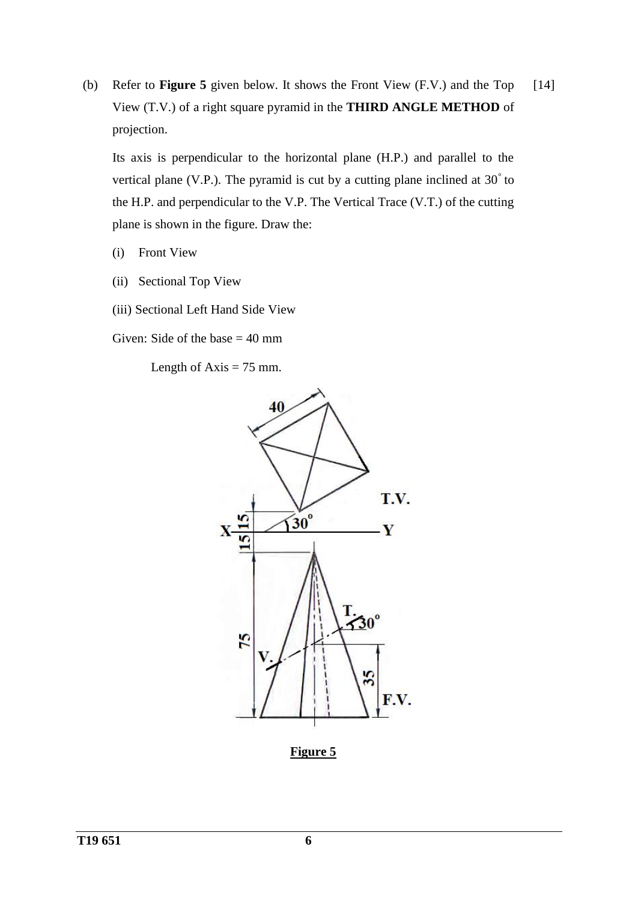(b) Refer to **Figure 5** given below. It shows the Front View (F.V.) and the Top View (T.V.) of a right square pyramid in the **THIRD ANGLE METHOD** of projection. [14]

Its axis is perpendicular to the horizontal plane (H.P.) and parallel to the vertical plane (V.P.). The pyramid is cut by a cutting plane inclined at $30^\circ$ to the H.P. and perpendicular to the V.P. The Vertical Trace (V.T.) of the cutting plane is shown in the figure. Draw the:

(i) Front View

(ii) Sectional Top View

(iii) Sectional Left Hand Side View

Given: Side of the base = 40 mm

Length of Axis = 75 mm.

**Figure 5**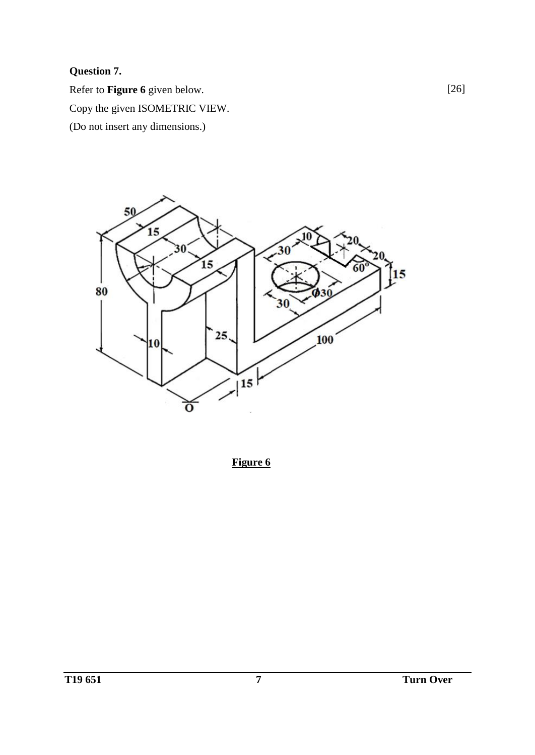**Question 7.**

Refer to **Figure 6** given below. [26]

Copy the given ISOMETRIC VIEW.

(Do not insert any dimensions.)

**Figure 6**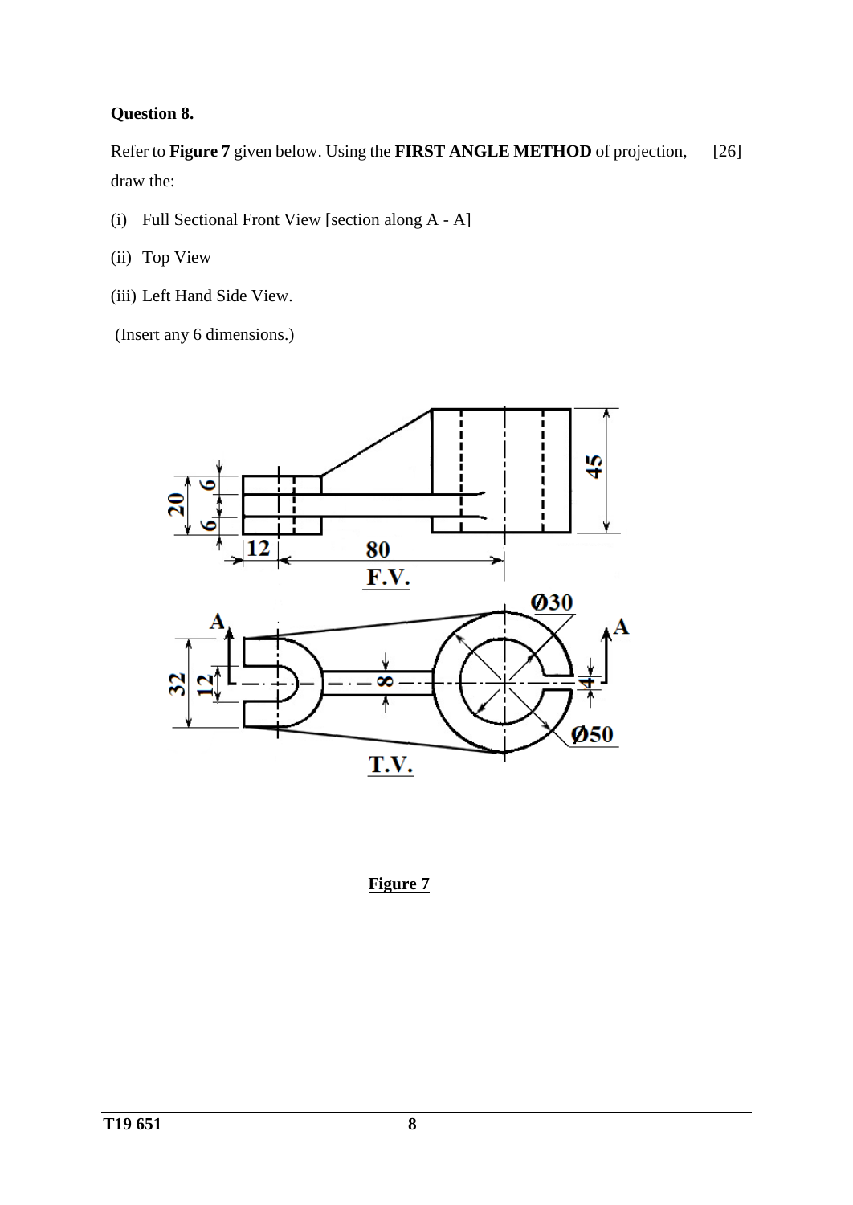**Question 8.**

Refer to **Figure 7** given below. Using the **FIRST ANGLE METHOD** of projection, draw the: [26]

(i) Full Sectional Front View [section along A - A]

(ii) Top View

(iii) Left Hand Side View.

(Insert any 6 dimensions.)

45

20

6

6

12

80

F.V.

Ø30

A

A

32

12

8

4

Ø50

T.V.

**Figure 7**